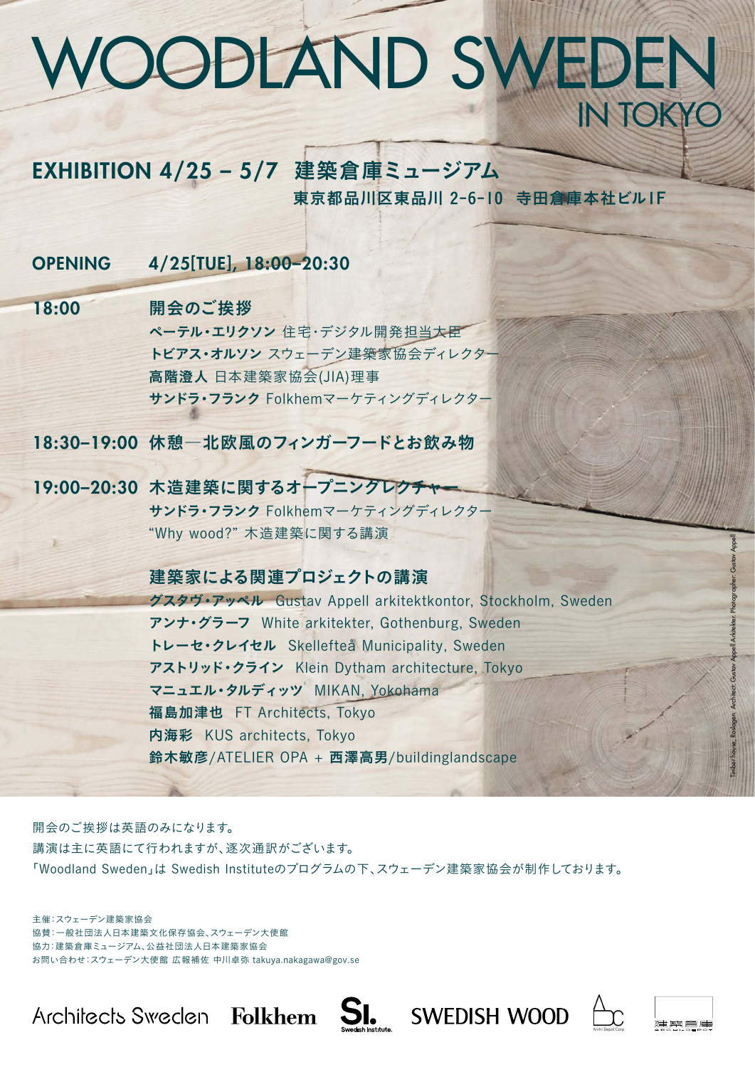# WOODLAND SWEDEN
## IN TOKYO

## EXHIBITION 4/25 – 5/7　建築倉庫ミュージアム

**東京都品川区東品川 2-6-10　寺田倉庫本社ビル1F**

**OPENING　4/25[TUE], 18:00–20:30**

**18:00　開会のご挨拶**

**ペーテル・エリクソン** 住宅・デジタル開発担当大臣
**トビアス・オルソン** スウェーデン建築家協会ディレクター
**高階澄人** 日本建築家協会(JIA)理事
**サンドラ・フランク** Folkhemマーケティングディレクター

**18:30–19:00　休憩―北欧風のフィンガーフードとお飲み物**

**19:00–20:30　木造建築に関するオープニングレクチャー**

**サンドラ・フランク** Folkhemマーケティングディレクター
"Why wood?" 木造建築に関する講演

**建築家による関連プロジェクトの講演**

**グスタヴ・アッペル**　Gustav Appell arkitektkontor, Stockholm, Sweden
**アンナ・グラーフ**　White arkitekter, Gothenburg, Sweden
**トレーセ・クレイセル**　Skellefteå Municipality, Sweden
**アストリッド・クライン**　Klein Dytham architecture, Tokyo
**マニュエル・タルディッツ**　MIKAN, Yokohama
**福島加津也**　FT Architects, Tokyo
**内海彩**　KUS architects, Tokyo
**鈴木敏彦**/ATELIER OPA + **西澤高男**/buildinglandscape

Timber house, Rodagen. Architect: Gustav Appell Arkitekter. Photographer: Gustav Appell

開会のご挨拶は英語のみになります。
講演は主に英語にて行われますが、逐次通訳がございます。
「Woodland Sweden」は Swedish Instituteのプログラムの下、スウェーデン建築家協会が制作しております。

主催：スウェーデン建築家協会
協賛：一般社団法人日本建築文化保存協会、スウェーデン大使館
協力：建築倉庫ミュージアム、公益社団法人日本建築家協会
お問い合わせ：スウェーデン大使館 広報補佐 中川卓弥 takuya.nakagawa@gov.se

Architects Sweden　Folkhem　SI. Swedish Institute.　SWEDISH WOOD　Archi Depot Corp　建築倉庫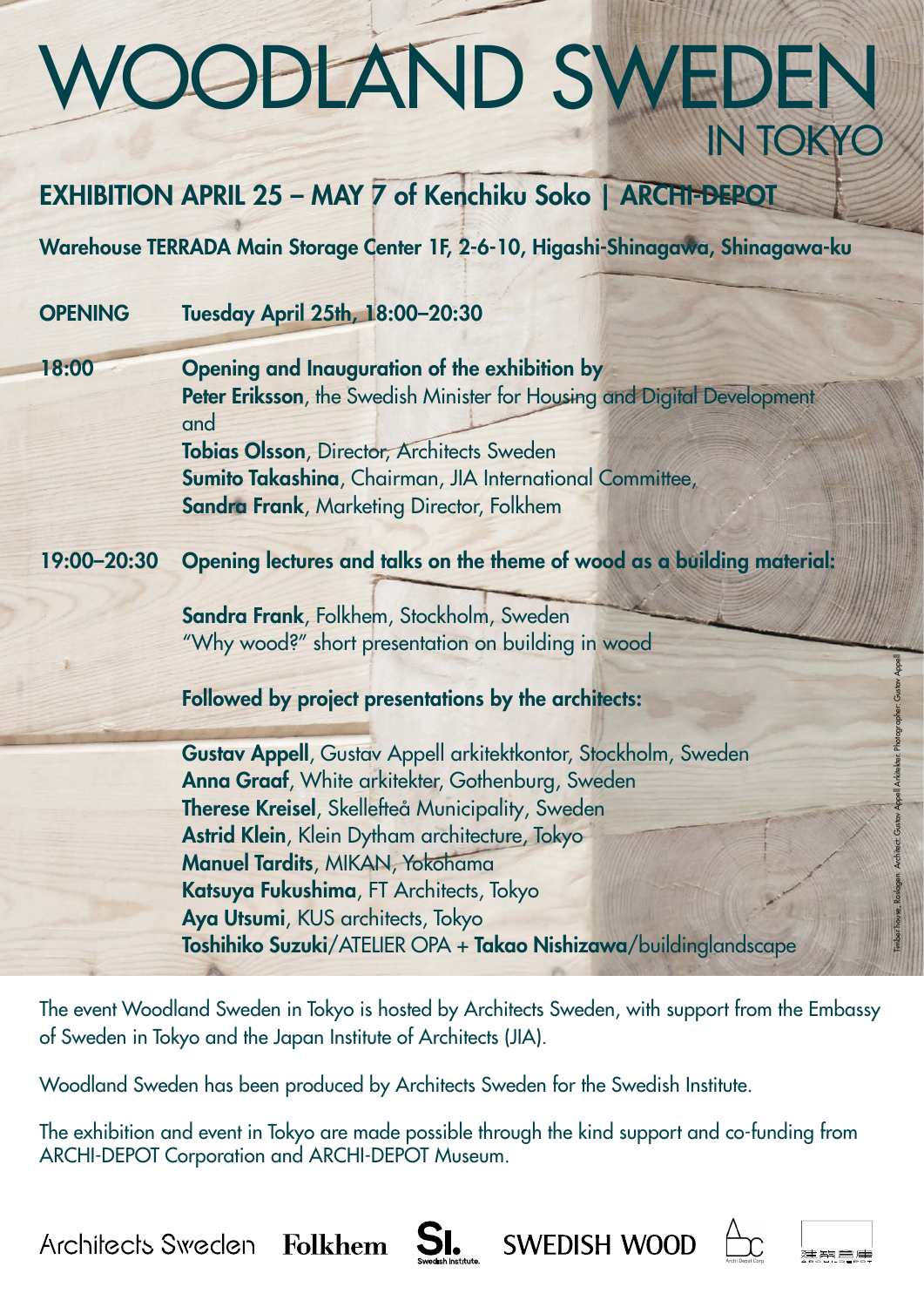# WOODLAND SWEDEN

## IN TOKYO

## EXHIBITION APRIL 25 – MAY 7 of Kenchiku Soko | ARCHI-DEPOT

**Warehouse TERRADA Main Storage Center 1F, 2-6-10, Higashi-Shinagawa, Shinagawa-ku**

**OPENING** **Tuesday April 25th, 18:00–20:30**

**18:00** **Opening and Inauguration of the exhibition by**
**Peter Eriksson**, the Swedish Minister for Housing and Digital Development
and
**Tobias Olsson**, Director, Architects Sweden
**Sumito Takashina**, Chairman, JIA International Committee,
**Sandra Frank**, Marketing Director, Folkhem

**19:00–20:30** **Opening lectures and talks on the theme of wood as a building material:**

**Sandra Frank**, Folkhem, Stockholm, Sweden
"Why wood?" short presentation on building in wood

**Followed by project presentations by the architects:**

**Gustav Appell**, Gustav Appell arkitektkontor, Stockholm, Sweden
**Anna Graaf**, White arkitekter, Gothenburg, Sweden
**Therese Kreisel**, Skellefteå Municipality, Sweden
**Astrid Klein**, Klein Dytham architecture, Tokyo
**Manuel Tardits**, MIKAN, Yokohama
**Katsuya Fukushima**, FT Architects, Tokyo
**Aya Utsumi**, KUS architects, Tokyo
**Toshihiko Suzuki**/ATELIER OPA + **Takao Nishizawa**/buildinglandscape

Timber house, Rodagen. Architect: Gustav Appell Arkitekter. Photographer: Gustav Appell

The event Woodland Sweden in Tokyo is hosted by Architects Sweden, with support from the Embassy of Sweden in Tokyo and the Japan Institute of Architects (JIA).

Woodland Sweden has been produced by Architects Sweden for the Swedish Institute.

The exhibition and event in Tokyo are made possible through the kind support and co-funding from ARCHI-DEPOT Corporation and ARCHI-DEPOT Museum.

Architects Sweden  Folkhem  SI. Swedish Institute.  SWEDISH WOOD  Archi Depot Corp  建築倉庫 ARCHI-DEPOT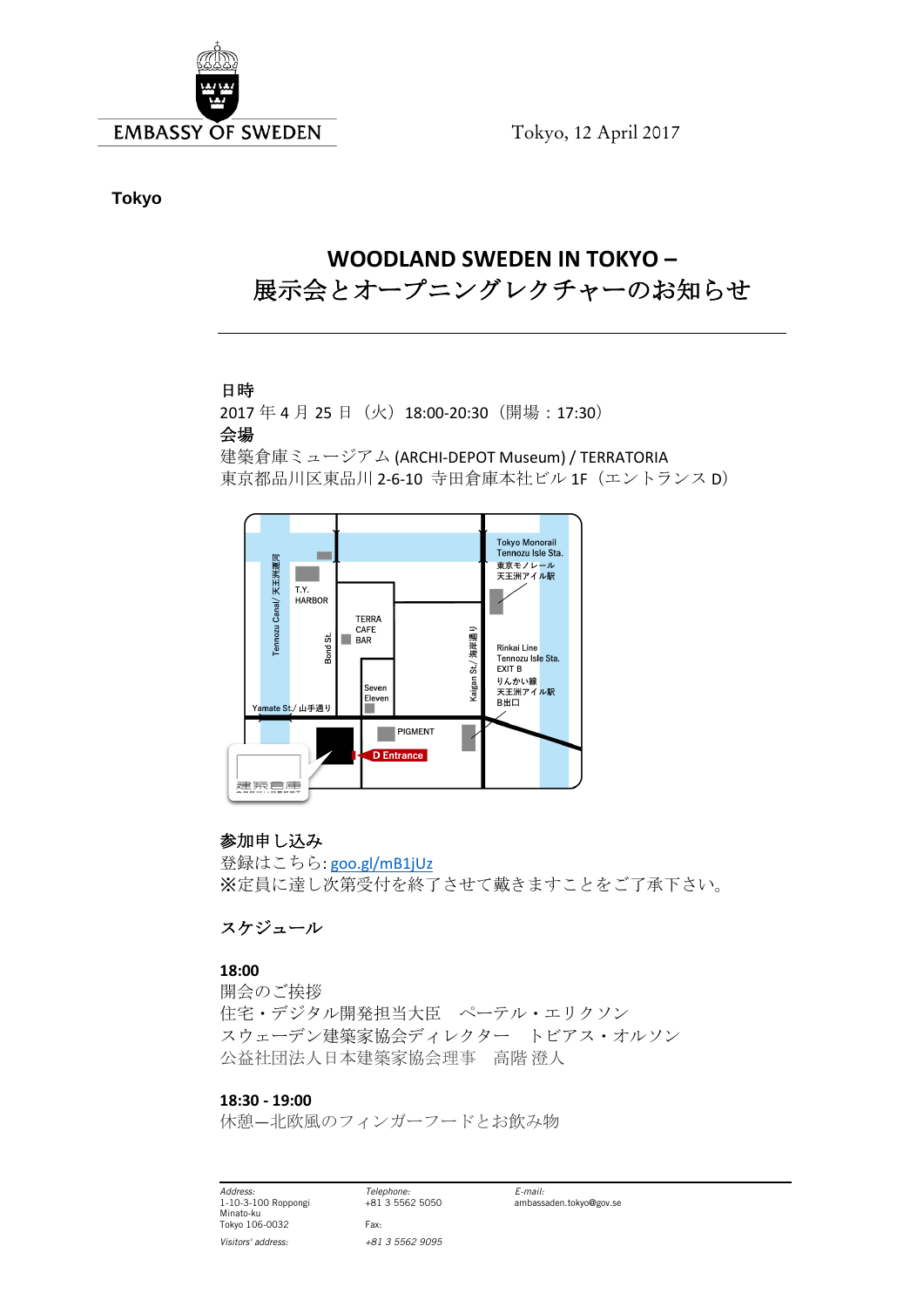EMBASSY OF SWEDEN

Tokyo, 12 April 2017

**Tokyo**

# WOODLAND SWEDEN IN TOKYO –
# 展示会とオープニングレクチャーのお知らせ

**日時**
2017 年 4 月 25 日（火）18:00-20:30（開場：17:30）
**会場**
建築倉庫ミュージアム (ARCHI-DEPOT Museum) / TERRATORIA
東京都品川区東品川 2-6-10 寺田倉庫本社ビル 1F（エントランス D）

**参加申し込み**
登録はこちら: goo.gl/mB1jUz
※定員に達し次第受付を終了させて戴きますことをご了承下さい。

**スケジュール**

**18:00**
開会のご挨拶
住宅・デジタル開発担当大臣　ペーテル・エリクソン
スウェーデン建築家協会ディレクター　トビアス・オルソン
公益社団法人日本建築家協会理事　高階 澄人

**18:30 - 19:00**
休憩—北欧風のフィンガーフードとお飲み物

*Address:*
1-10-3-100 Roppongi
Minato-ku
Tokyo 106-0032

*Visitors' address:*

*Telephone:*
+81 3 5562 5050

Fax:
*+81 3 5562 9095*

*E-mail:*
ambassaden.tokyo@gov.se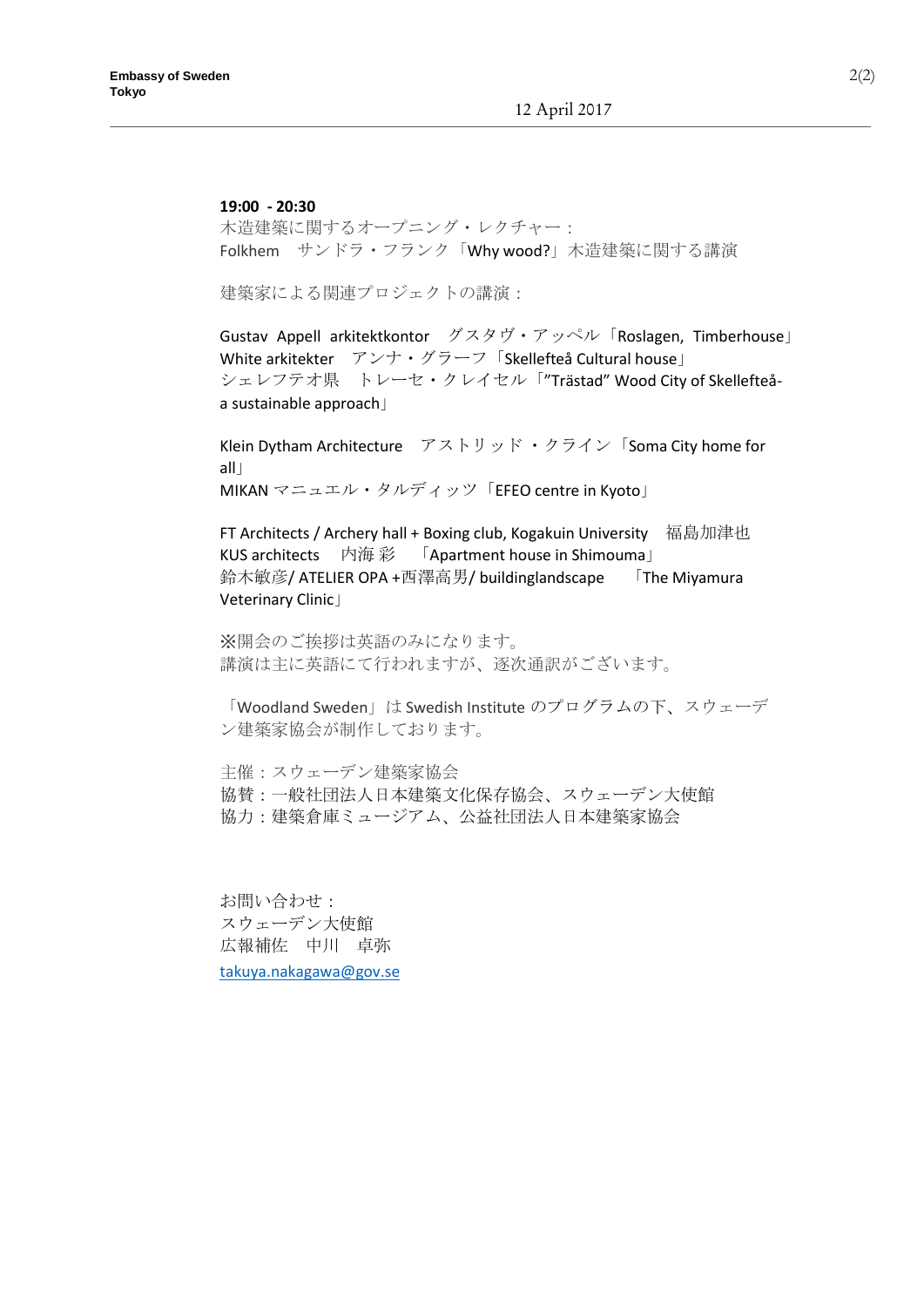**19:00 - 20:30**
木造建築に関するオープニング・レクチャー：
Folkhem　サンドラ・フランク「Why wood?」木造建築に関する講演

建築家による関連プロジェクトの講演：

Gustav Appell arkitektkontor　グスタヴ・アッペル「Roslagen, Timberhouse」
White arkitekter　アンナ・グラーフ「Skellefteå Cultural house」
シェレフテオ県　トレーセ・クレイセル「"Trästad" Wood City of Skellefteå- a sustainable approach」

Klein Dytham Architecture　アストリッド・クライン「Soma City home for all」
MIKAN マニュエル・タルディッツ「EFEO centre in Kyoto」

FT Architects / Archery hall + Boxing club, Kogakuin University　福島加津也
KUS architects　内海 彩　「Apartment house in Shimouma」
鈴木敏彦/ ATELIER OPA +西澤高男/ buildinglandscape　「The Miyamura Veterinary Clinic」

※開会のご挨拶は英語のみになります。
講演は主に英語にて行われますが、逐次通訳がございます。

「Woodland Sweden」は Swedish Institute のプログラムの下、スウェーデン建築家協会が制作しております。

主催：スウェーデン建築家協会
協賛：一般社団法人日本建築文化保存協会、スウェーデン大使館
協力：建築倉庫ミュージアム、公益社団法人日本建築家協会

お問い合わせ：
スウェーデン大使館
広報補佐　中川　卓弥
takuya.nakagawa@gov.se